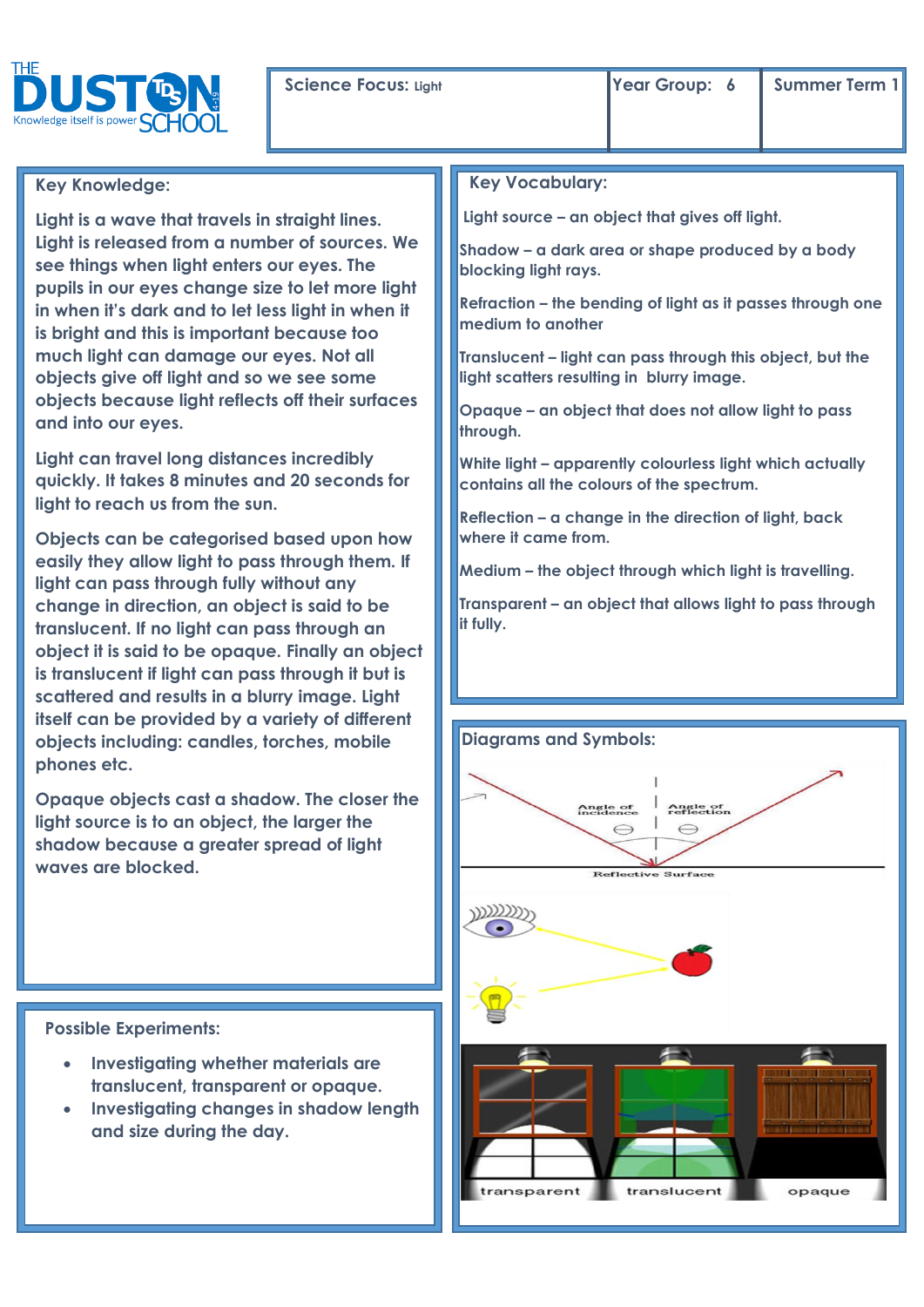THE DUSTON SCHOOL
Knowledge itself is power

| Science Focus: Light | Year Group: 6 | Summer Term 1 |
| --- | --- | --- |

## Key Knowledge:

Light is a wave that travels in straight lines. Light is released from a number of sources. We see things when light enters our eyes. The pupils in our eyes change size to let more light in when it's dark and to let less light in when it is bright and this is important because too much light can damage our eyes. Not all objects give off light and so we see some objects because light reflects off their surfaces and into our eyes.

Light can travel long distances incredibly quickly. It takes 8 minutes and 20 seconds for light to reach us from the sun.

Objects can be categorised based upon how easily they allow light to pass through them. If light can pass through fully without any change in direction, an object is said to be translucent. If no light can pass through an object it is said to be opaque. Finally an object is translucent if light can pass through it but is scattered and results in a blurry image. Light itself can be provided by a variety of different objects including: candles, torches, mobile phones etc.

Opaque objects cast a shadow. The closer the light source is to an object, the larger the shadow because a greater spread of light waves are blocked.

## Key Vocabulary:

Light source – an object that gives off light.

Shadow – a dark area or shape produced by a body blocking light rays.

Refraction – the bending of light as it passes through one medium to another

Translucent – light can pass through this object, but the light scatters resulting in blurry image.

Opaque – an object that does not allow light to pass through.

White light – apparently colourless light which actually contains all the colours of the spectrum.

Reflection – a change in the direction of light, back where it came from.

Medium – the object through which light is travelling.

Transparent – an object that allows light to pass through it fully.

## Possible Experiments:

- Investigating whether materials are translucent, transparent or opaque.
- Investigating changes in shadow length and size during the day.

## Diagrams and Symbols:

Angle of incidence, Angle of reflection, Reflective Surface

transparent, translucent, opaque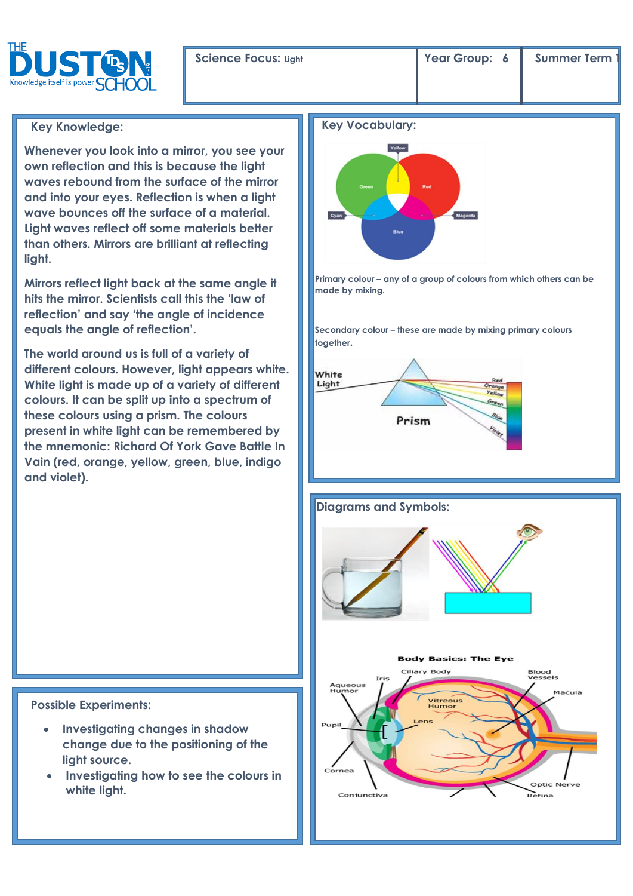THE DUSTON SCHOOL
Knowledge itself is power

| Science Focus: Light | Year Group: 6 | Summer Term 1 |
|---|---|---|

## Key Knowledge:

Whenever you look into a mirror, you see your own reflection and this is because the light waves rebound from the surface of the mirror and into your eyes. Reflection is when a light wave bounces off the surface of a material. Light waves reflect off some materials better than others. Mirrors are brilliant at reflecting light.

Mirrors reflect light back at the same angle it hits the mirror. Scientists call this the 'law of reflection' and say 'the angle of incidence equals the angle of reflection'.

The world around us is full of a variety of different colours. However, light appears white. White light is made up of a variety of different colours. It can be split up into a spectrum of these colours using a prism. The colours present in white light can be remembered by the mnemonic: Richard Of York Gave Battle In Vain (red, orange, yellow, green, blue, indigo and violet).

## Possible Experiments:

- Investigating changes in shadow change due to the positioning of the light source.
- Investigating how to see the colours in white light.

## Key Vocabulary:

Yellow
Green
Red
Cyan
Magenta
Blue

Primary colour – any of a group of colours from which others can be made by mixing.

Secondary colour – these are made by mixing primary colours together.

White Light
Prism
Red
Orange
Yellow
Green
Blue
Violet

## Diagrams and Symbols:

Body Basics: The Eye

Ciliary Body
Iris
Aqueous Humor
Blood Vessels
Macula
Vitreous Humor
Lens
Pupil
Cornea
Optic Nerve
Conjunctiva
Retina